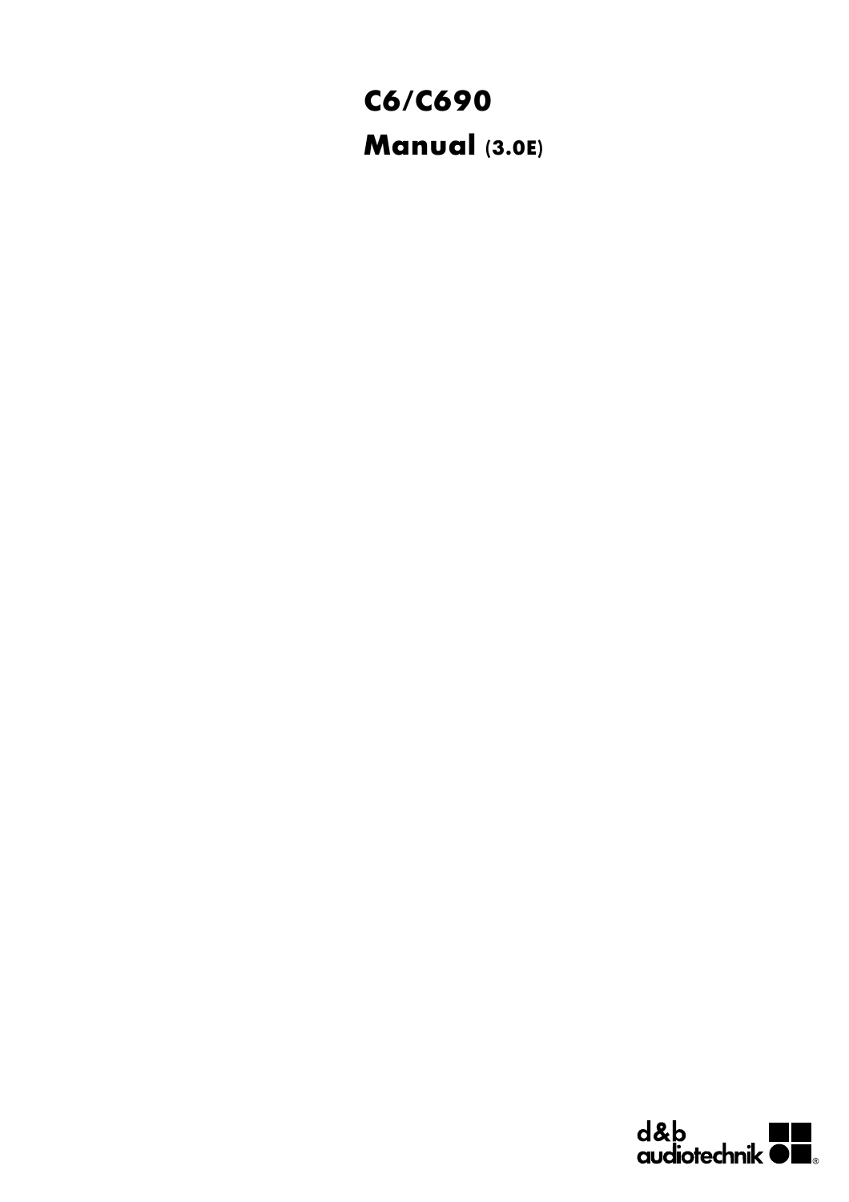# C6/C690

## Manual (3.0E)

d&b audiotechnik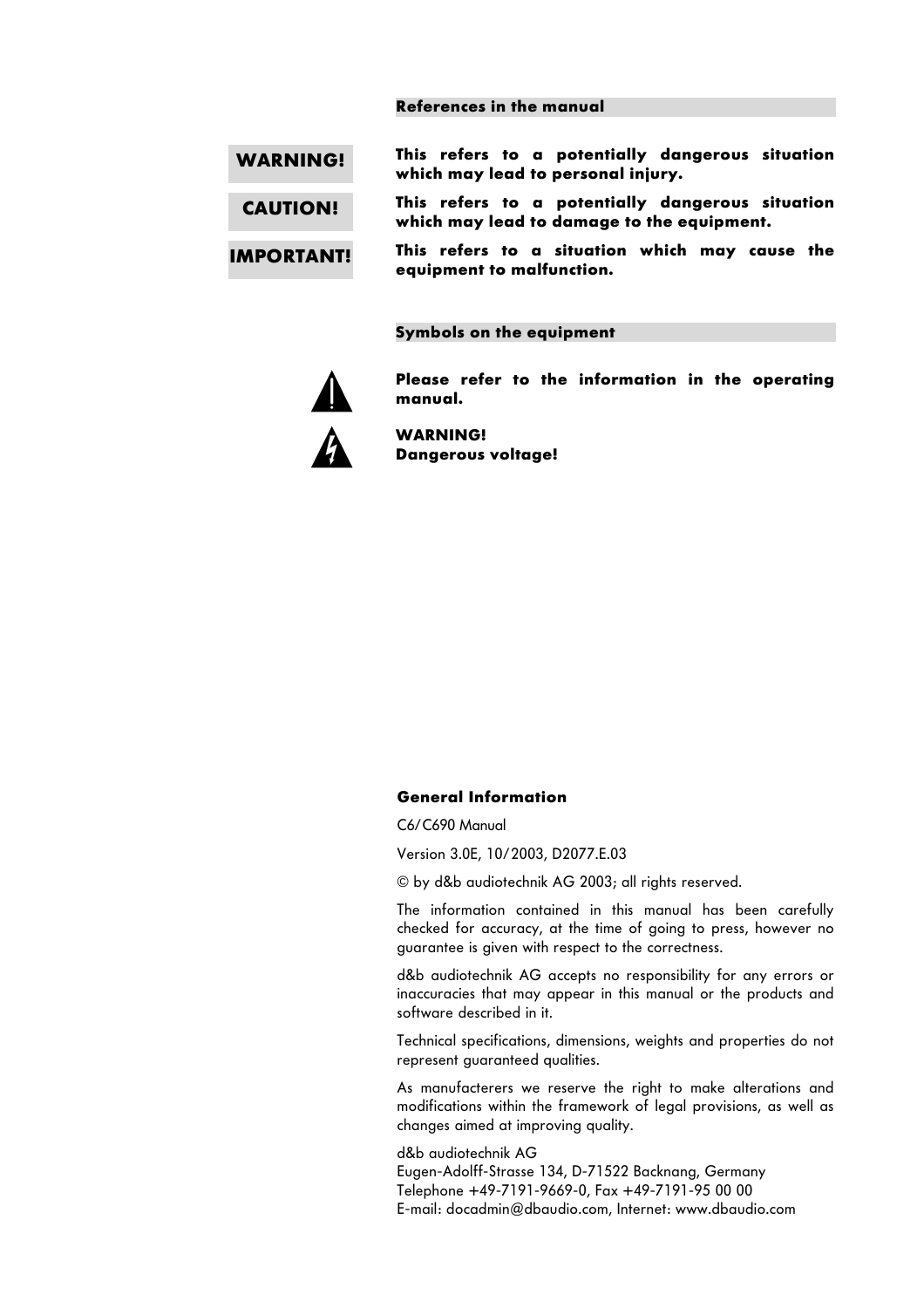### References in the manual

| | |
|---|---|
| **WARNING!** | **This refers to a potentially dangerous situation which may lead to personal injury.** |
| **CAUTION!** | **This refers to a potentially dangerous situation which may lead to damage to the equipment.** |
| **IMPORTANT!** | **This refers to a situation which may cause the equipment to malfunction.** |

### Symbols on the equipment

**Please refer to the information in the operating manual.**

**WARNING!**
**Dangerous voltage!**

#### General Information

C6/C690 Manual

Version 3.0E, 10/2003, D2077.E.03

© by d&b audiotechnik AG 2003; all rights reserved.

The information contained in this manual has been carefully checked for accuracy, at the time of going to press, however no guarantee is given with respect to the correctness.

d&b audiotechnik AG accepts no responsibility for any errors or inaccuracies that may appear in this manual or the products and software described in it.

Technical specifications, dimensions, weights and properties do not represent guaranteed qualities.

As manufacterers we reserve the right to make alterations and modifications within the framework of legal provisions, as well as changes aimed at improving quality.

d&b audiotechnik AG
Eugen-Adolff-Strasse 134, D-71522 Backnang, Germany
Telephone +49-7191-9669-0, Fax +49-7191-95 00 00
E-mail: docadmin@dbaudio.com, Internet: www.dbaudio.com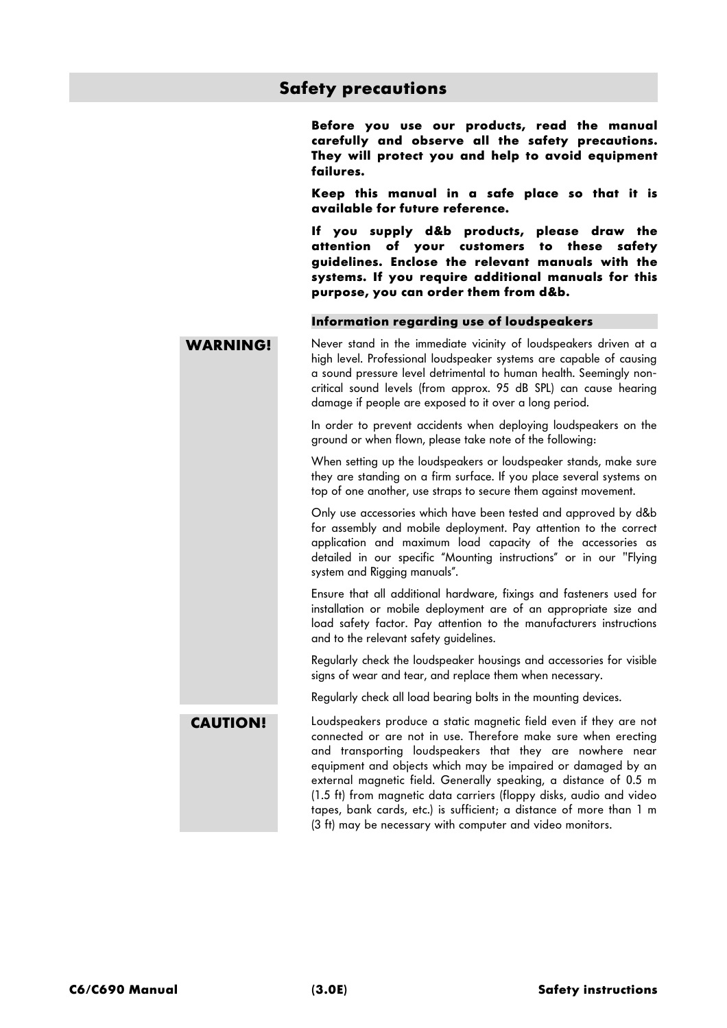# Safety precautions

**Before you use our products, read the manual carefully and observe all the safety precautions. They will protect you and help to avoid equipment failures.**

**Keep this manual in a safe place so that it is available for future reference.**

**If you supply d&b products, please draw the attention of your customers to these safety guidelines. Enclose the relevant manuals with the systems. If you require additional manuals for this purpose, you can order them from d&b.**

## Information regarding use of loudspeakers

**WARNING!**

Never stand in the immediate vicinity of loudspeakers driven at a high level. Professional loudspeaker systems are capable of causing a sound pressure level detrimental to human health. Seemingly non-critical sound levels (from approx. 95 dB SPL) can cause hearing damage if people are exposed to it over a long period.

In order to prevent accidents when deploying loudspeakers on the ground or when flown, please take note of the following:

When setting up the loudspeakers or loudspeaker stands, make sure they are standing on a firm surface. If you place several systems on top of one another, use straps to secure them against movement.

Only use accessories which have been tested and approved by d&b for assembly and mobile deployment. Pay attention to the correct application and maximum load capacity of the accessories as detailed in our specific "Mounting instructions" or in our "Flying system and Rigging manuals".

Ensure that all additional hardware, fixings and fasteners used for installation or mobile deployment are of an appropriate size and load safety factor. Pay attention to the manufacturers instructions and to the relevant safety guidelines.

Regularly check the loudspeaker housings and accessories for visible signs of wear and tear, and replace them when necessary.

Regularly check all load bearing bolts in the mounting devices.

**CAUTION!**

Loudspeakers produce a static magnetic field even if they are not connected or are not in use. Therefore make sure when erecting and transporting loudspeakers that they are nowhere near equipment and objects which may be impaired or damaged by an external magnetic field. Generally speaking, a distance of 0.5 m (1.5 ft) from magnetic data carriers (floppy disks, audio and video tapes, bank cards, etc.) is sufficient; a distance of more than 1 m (3 ft) may be necessary with computer and video monitors.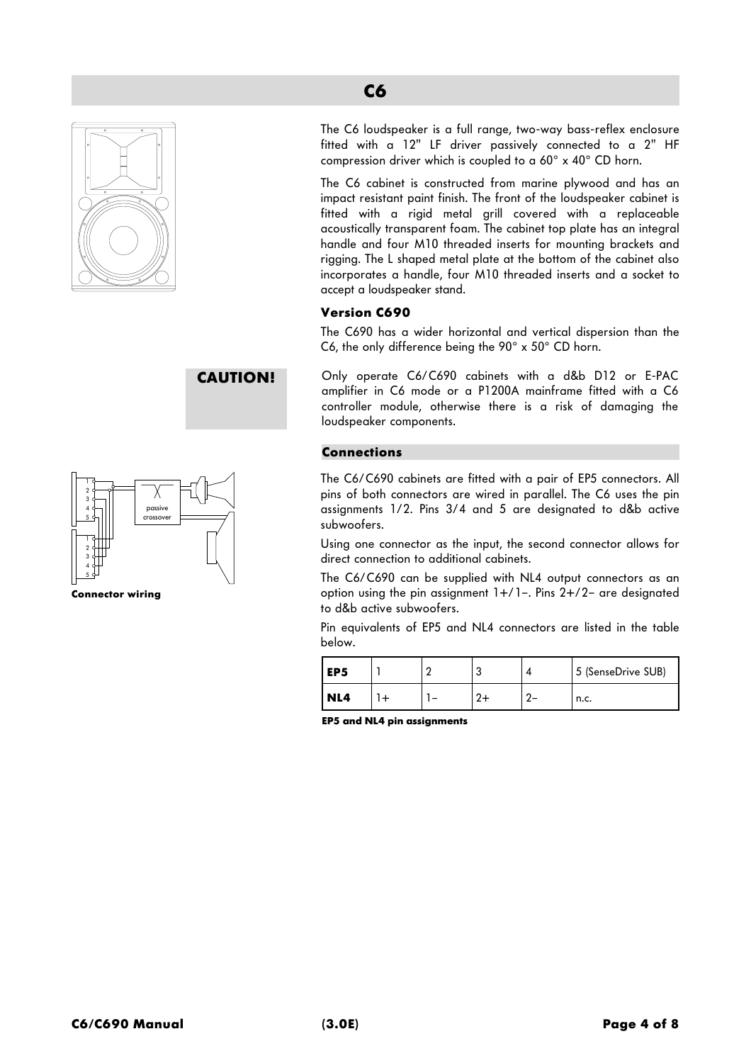# C6

The C6 loudspeaker is a full range, two-way bass-reflex enclosure fitted with a 12" LF driver passively connected to a 2" HF compression driver which is coupled to a 60° x 40° CD horn.

The C6 cabinet is constructed from marine plywood and has an impact resistant paint finish. The front of the loudspeaker cabinet is fitted with a rigid metal grill covered with a replaceable acoustically transparent foam. The cabinet top plate has an integral handle and four M10 threaded inserts for mounting brackets and rigging. The L shaped metal plate at the bottom of the cabinet also incorporates a handle, four M10 threaded inserts and a socket to accept a loudspeaker stand.

### Version C690

The C690 has a wider horizontal and vertical dispersion than the C6, the only difference being the 90° x 50° CD horn.

**CAUTION!**

Only operate C6/C690 cabinets with a d&b D12 or E-PAC amplifier in C6 mode or a P1200A mainframe fitted with a C6 controller module, otherwise there is a risk of damaging the loudspeaker components.

## Connections

The C6/C690 cabinets are fitted with a pair of EP5 connectors. All pins of both connectors are wired in parallel. The C6 uses the pin assignments 1/2. Pins 3/4 and 5 are designated to d&b active subwoofers.

Using one connector as the input, the second connector allows for direct connection to additional cabinets.

**Connector wiring**

The C6/C690 can be supplied with NL4 output connectors as an option using the pin assignment 1+/1−. Pins 2+/2− are designated to d&b active subwoofers.

Pin equivalents of EP5 and NL4 connectors are listed in the table below.

| **EP5** | 1 | 2 | 3 | 4 | 5 (SenseDrive SUB) |
|---|---|---|---|---|---|
| **NL4** | 1+ | 1− | 2+ | 2− | n.c. |

**EP5 and NL4 pin assignments**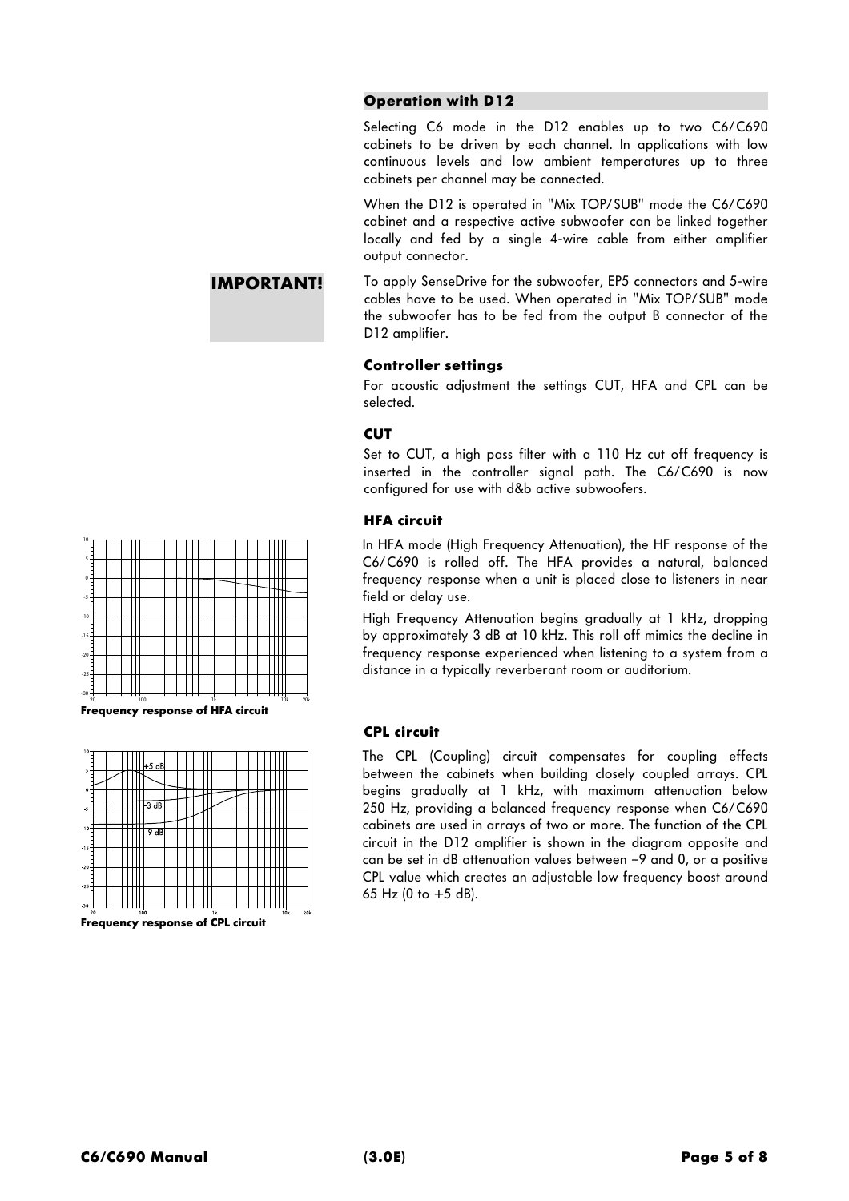### Operation with D12

Selecting C6 mode in the D12 enables up to two C6/C690 cabinets to be driven by each channel. In applications with low continuous levels and low ambient temperatures up to three cabinets per channel may be connected.

When the D12 is operated in "Mix TOP/SUB" mode the C6/C690 cabinet and a respective active subwoofer can be linked together locally and fed by a single 4-wire cable from either amplifier output connector.

**IMPORTANT!**

To apply SenseDrive for the subwoofer, EP5 connectors and 5-wire cables have to be used. When operated in "Mix TOP/SUB" mode the subwoofer has to be fed from the output B connector of the D12 amplifier.

### Controller settings

For acoustic adjustment the settings CUT, HFA and CPL can be selected.

### CUT

Set to CUT, a high pass filter with a 110 Hz cut off frequency is inserted in the controller signal path. The C6/C690 is now configured for use with d&b active subwoofers.

### HFA circuit

In HFA mode (High Frequency Attenuation), the HF response of the C6/C690 is rolled off. The HFA provides a natural, balanced frequency response when a unit is placed close to listeners in near field or delay use.

High Frequency Attenuation begins gradually at 1 kHz, dropping by approximately 3 dB at 10 kHz. This roll off mimics the decline in frequency response experienced when listening to a system from a distance in a typically reverberant room or auditorium.

**Frequency response of HFA circuit**

### CPL circuit

The CPL (Coupling) circuit compensates for coupling effects between the cabinets when building closely coupled arrays. CPL begins gradually at 1 kHz, with maximum attenuation below 250 Hz, providing a balanced frequency response when C6/C690 cabinets are used in arrays of two or more. The function of the CPL circuit in the D12 amplifier is shown in the diagram opposite and can be set in dB attenuation values between −9 and 0, or a positive CPL value which creates an adjustable low frequency boost around 65 Hz (0 to +5 dB).

**Frequency response of CPL circuit**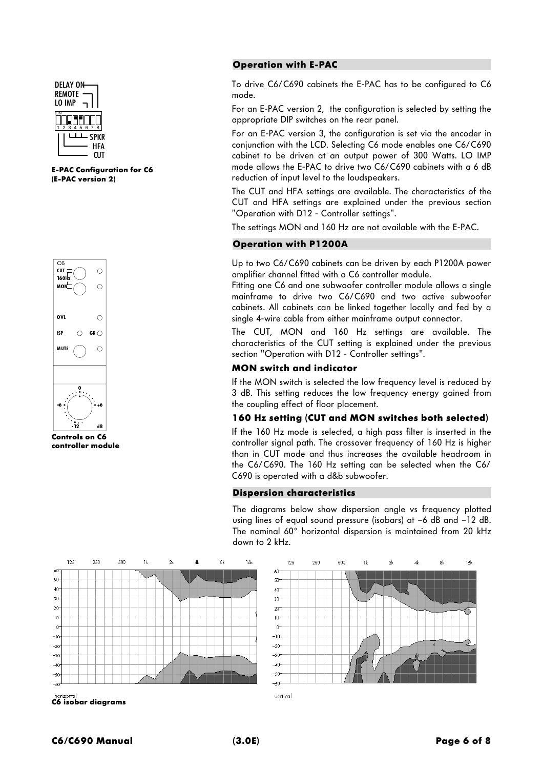DELAY ON
REMOTE
LO IMP

SPKR
HFA
CUT

**E-PAC Configuration for C6 (E-PAC version 2)**

## Operation with E-PAC

To drive C6/C690 cabinets the E-PAC has to be configured to C6 mode.

For an E-PAC version 2, the configuration is selected by setting the appropriate DIP switches on the rear panel.

For an E-PAC version 3, the configuration is set via the encoder in conjunction with the LCD. Selecting C6 mode enables one C6/C690 cabinet to be driven at an output power of 300 Watts. LO IMP mode allows the E-PAC to drive two C6/C690 cabinets with a 6 dB reduction of input level to the loudspeakers.

The CUT and HFA settings are available. The characteristics of the CUT and HFA settings are explained under the previous section "Operation with D12 - Controller settings".

The settings MON and 160 Hz are not available with the E-PAC.

## Operation with P1200A

Up to two C6/C690 cabinets can be driven by each P1200A power amplifier channel fitted with a C6 controller module.

Fitting one C6 and one subwoofer controller module allows a single mainframe to drive two C6/C690 and two active subwoofer cabinets. All cabinets can be linked together locally and fed by a single 4-wire cable from either mainframe output connector.

The CUT, MON and 160 Hz settings are available. The characteristics of the CUT setting is explained under the previous section "Operation with D12 - Controller settings".

### MON switch and indicator

If the MON switch is selected the low frequency level is reduced by 3 dB. This setting reduces the low frequency energy gained from the coupling effect of floor placement.

### 160 Hz setting (CUT and MON switches both selected)

If the 160 Hz mode is selected, a high pass filter is inserted in the controller signal path. The crossover frequency of 160 Hz is higher than in CUT mode and thus increases the available headroom in the C6/C690. The 160 Hz setting can be selected when the C6/C690 is operated with a d&b subwoofer.

C6
CUT
160Hz
MON
OVL
ISP
GR
MUTE
0
-6
+6
-12
dB

**Controls on C6 controller module**

## Dispersion characteristics

The diagrams below show dispersion angle vs frequency plotted using lines of equal sound pressure (isobars) at −6 dB and −12 dB. The nominal 60° horizontal dispersion is maintained from 20 kHz down to 2 kHz.

horizontal

vertical

**C6 isobar diagrams**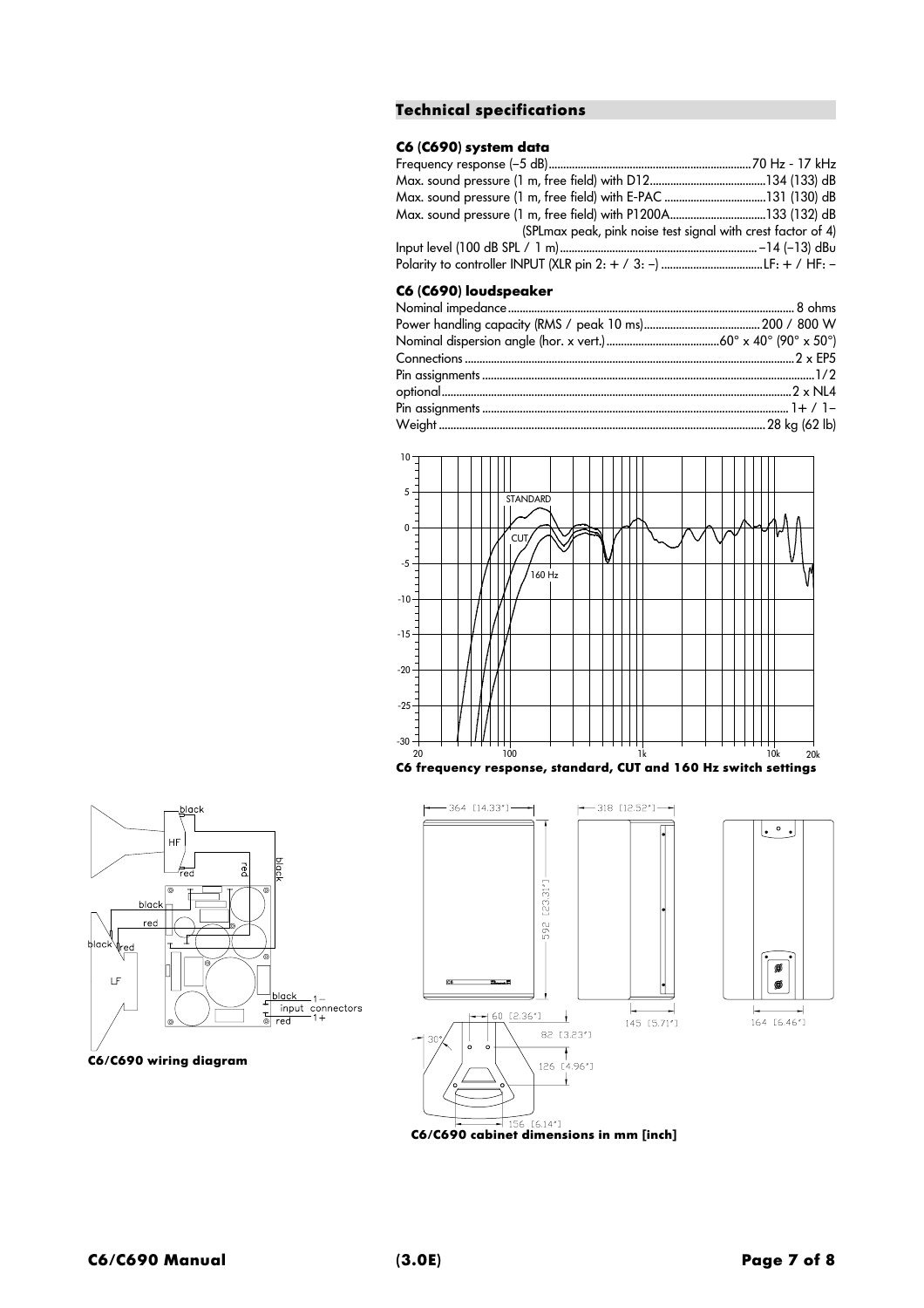## Technical specifications

### C6 (C690) system data

| | |
|---|---|
| Frequency response (–5 dB) | 70 Hz - 17 kHz |
| Max. sound pressure (1 m, free field) with D12 | 134 (133) dB |
| Max. sound pressure (1 m, free field) with E-PAC | 131 (130) dB |
| Max. sound pressure (1 m, free field) with P1200A | 133 (132) dB |
| | (SPLmax peak, pink noise test signal with crest factor of 4) |
| Input level (100 dB SPL / 1 m) | –14 (–13) dBu |
| Polarity to controller INPUT (XLR pin 2: + / 3: –) | LF: + / HF: – |

### C6 (C690) loudspeaker

| | |
|---|---|
| Nominal impedance | 8 ohms |
| Power handling capacity (RMS / peak 10 ms) | 200 / 800 W |
| Nominal dispersion angle (hor. x vert.) | 60° x 40° (90° x 50°) |
| Connections | 2 x EP5 |
| Pin assignments | 1/2 |
| optional | 2 x NL4 |
| Pin assignments | 1+ / 1– |
| Weight | 28 kg (62 lb) |

**C6 frequency response, standard, CUT and 160 Hz switch settings**

**C6/C690 wiring diagram**

**C6/C690 cabinet dimensions in mm [inch]**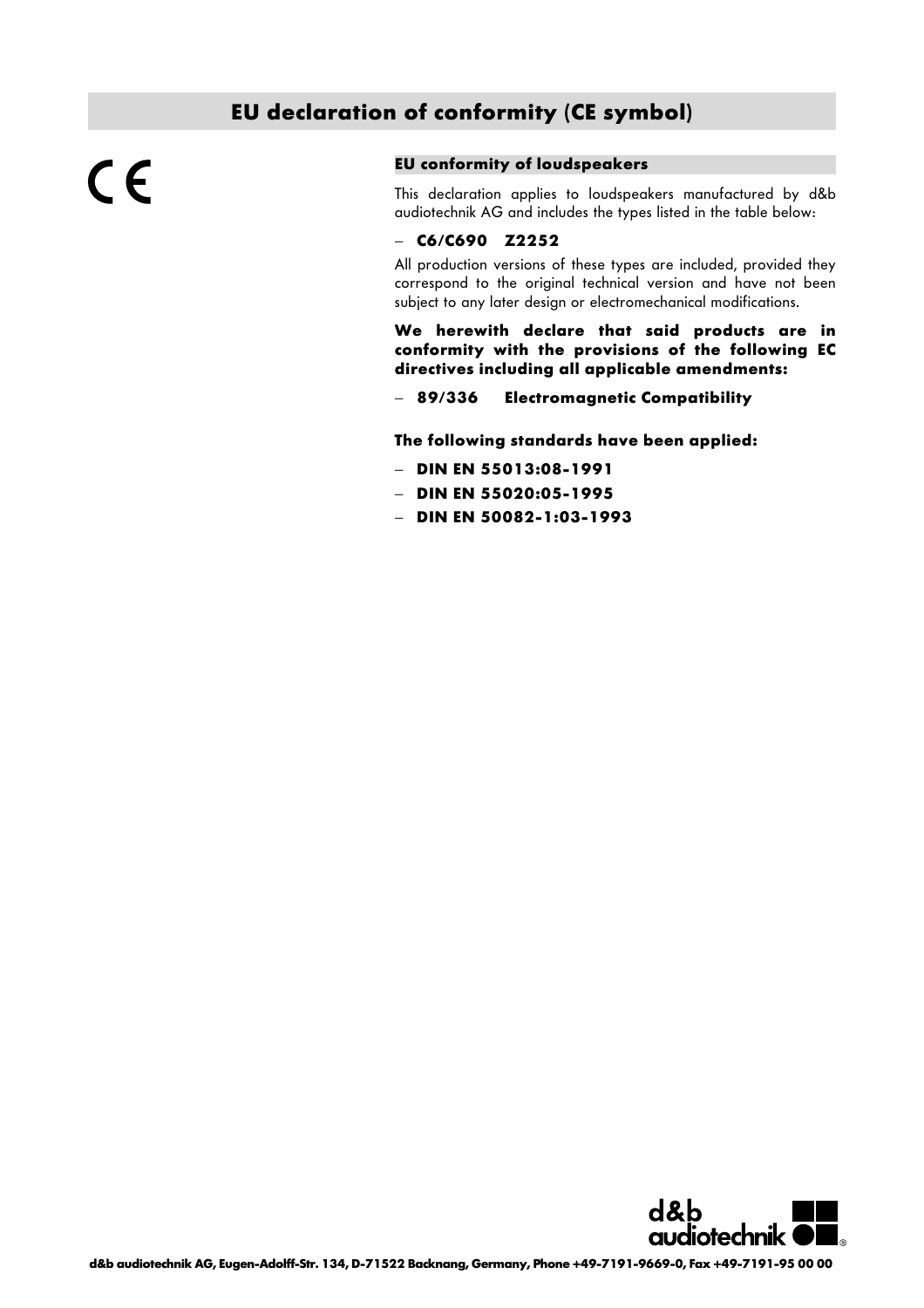# EU declaration of conformity (CE symbol)

CE

### EU conformity of loudspeakers

This declaration applies to loudspeakers manufactured by d&b audiotechnik AG and includes the types listed in the table below:

- **C6/C690 Z2252**

All production versions of these types are included, provided they correspond to the original technical version and have not been subject to any later design or electromechanical modifications.

**We herewith declare that said products are in conformity with the provisions of the following EC directives including all applicable amendments:**

- **89/336 Electromagnetic Compatibility**

**The following standards have been applied:**

- **DIN EN 55013:08-1991**
- **DIN EN 55020:05-1995**
- **DIN EN 50082-1:03-1993**

d&b audiotechnik

**d&b audiotechnik AG, Eugen-Adolff-Str. 134, D-71522 Backnang, Germany, Phone +49-7191-9669-0, Fax +49-7191-95 00 00**